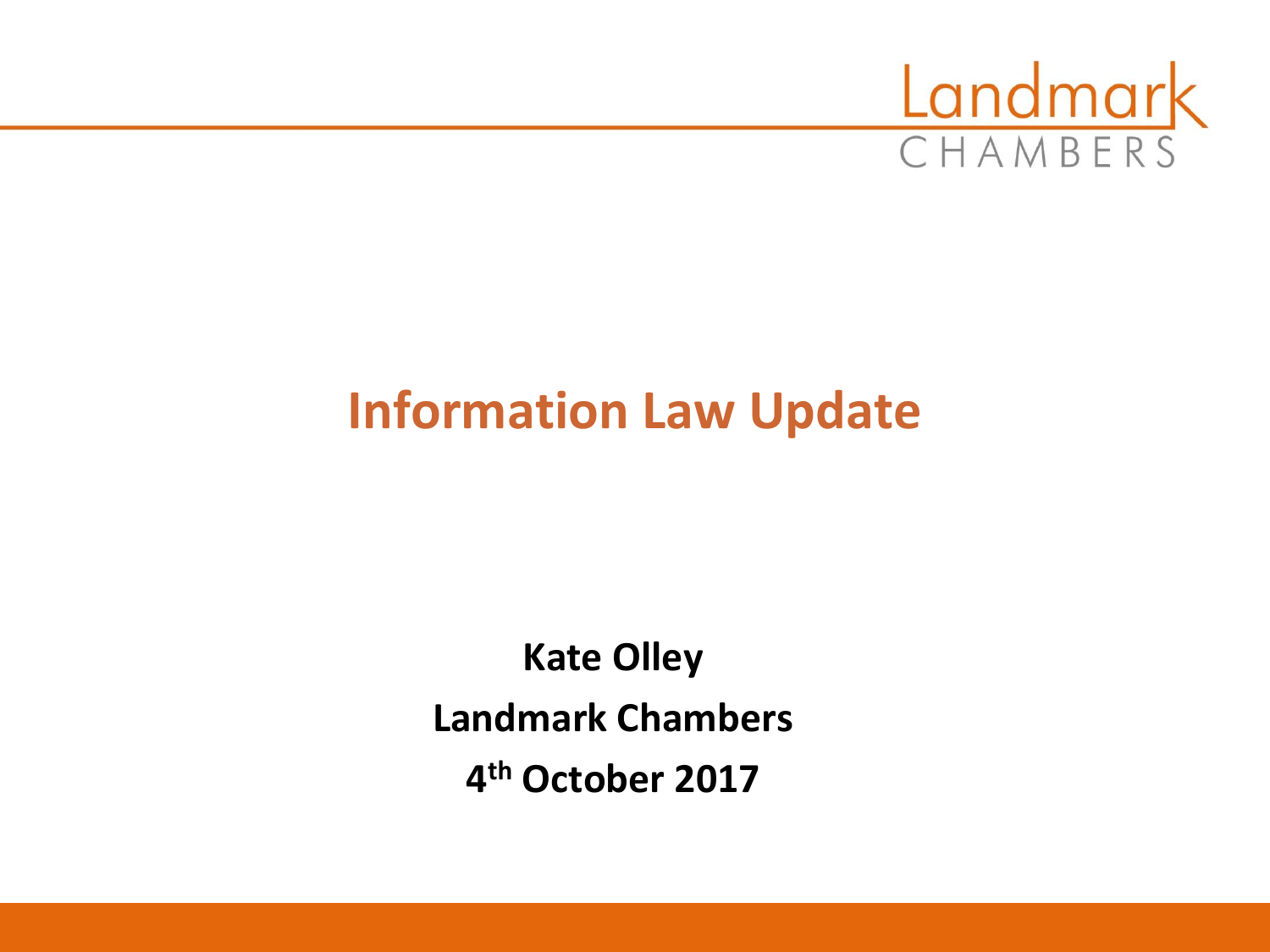Landmark CHAMBERS

# Information Law Update

**Kate Olley**

**Landmark Chambers**

**4th October 2017**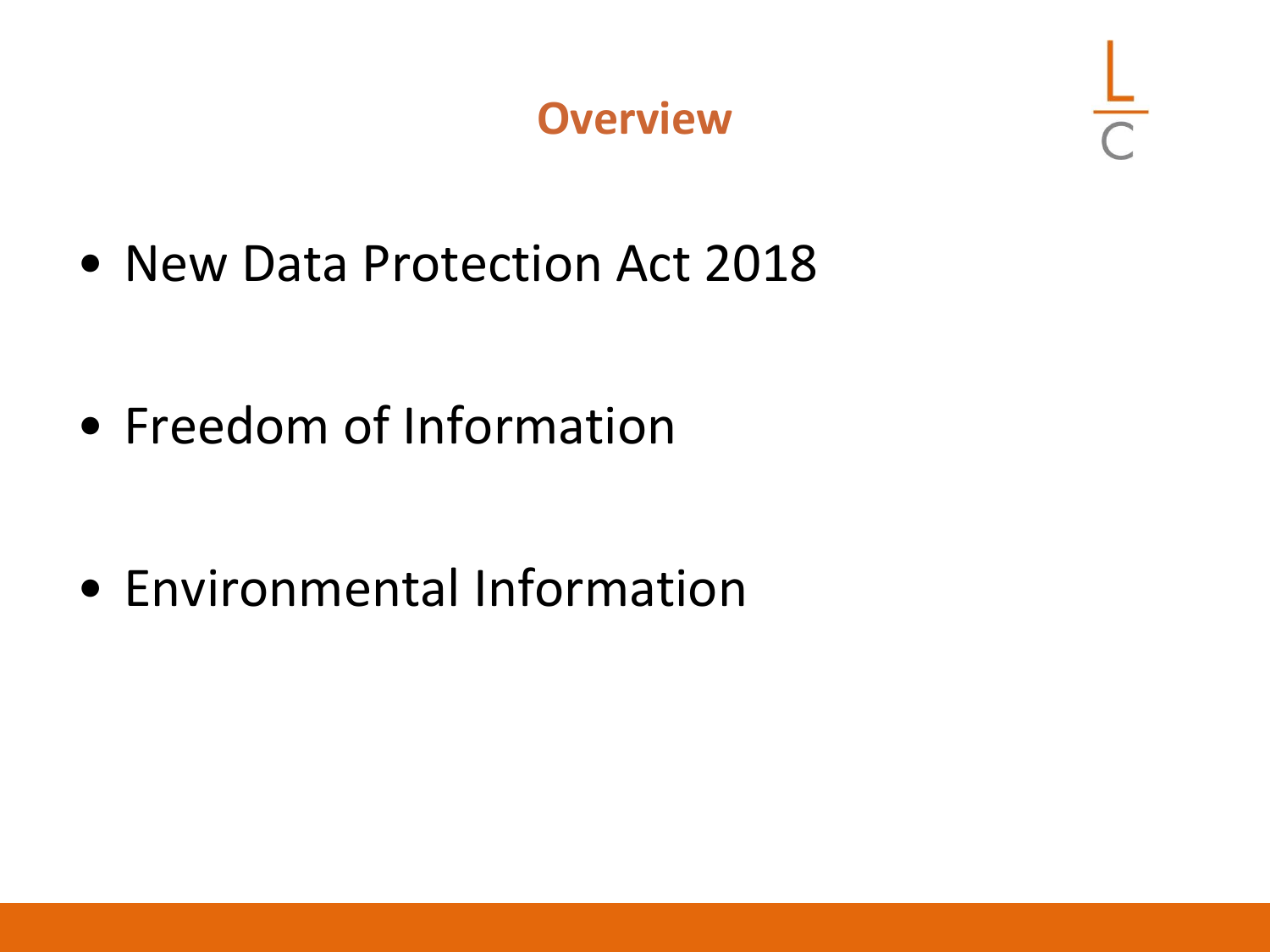# Overview

- New Data Protection Act 2018
- Freedom of Information
- Environmental Information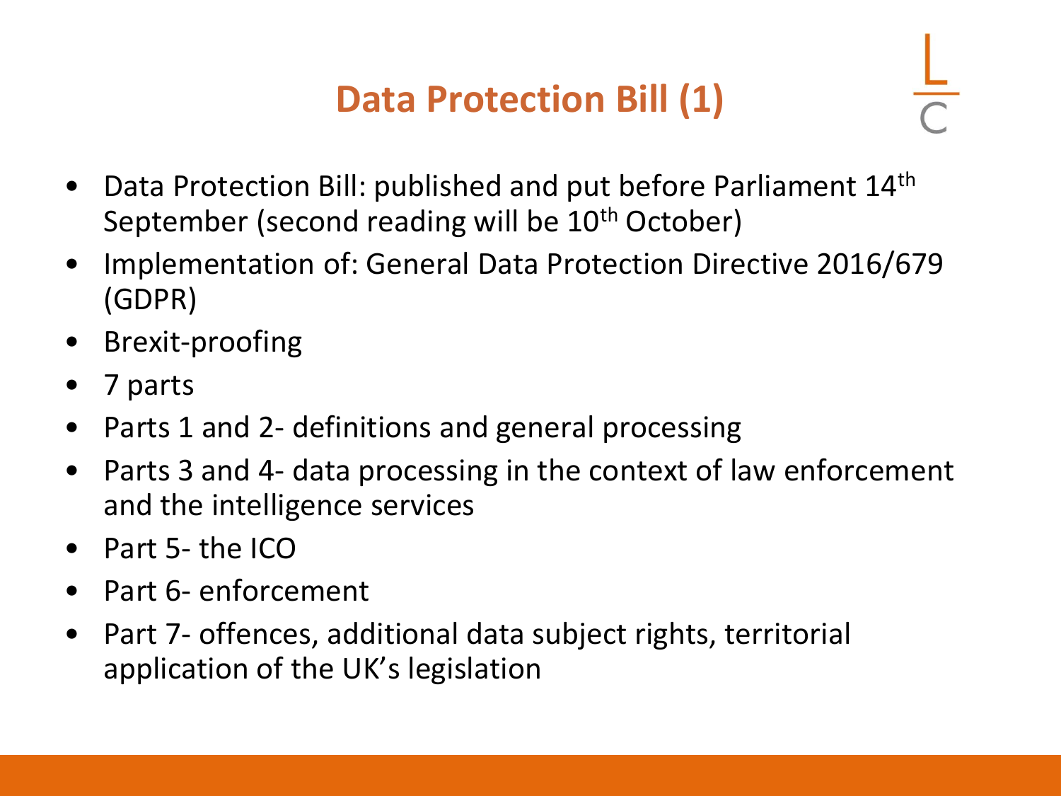# Data Protection Bill (1)

- Data Protection Bill: published and put before Parliament 14th September (second reading will be 10th October)
- Implementation of: General Data Protection Directive 2016/679 (GDPR)
- Brexit-proofing
- 7 parts
- Parts 1 and 2- definitions and general processing
- Parts 3 and 4- data processing in the context of law enforcement and the intelligence services
- Part 5- the ICO
- Part 6- enforcement
- Part 7- offences, additional data subject rights, territorial application of the UK's legislation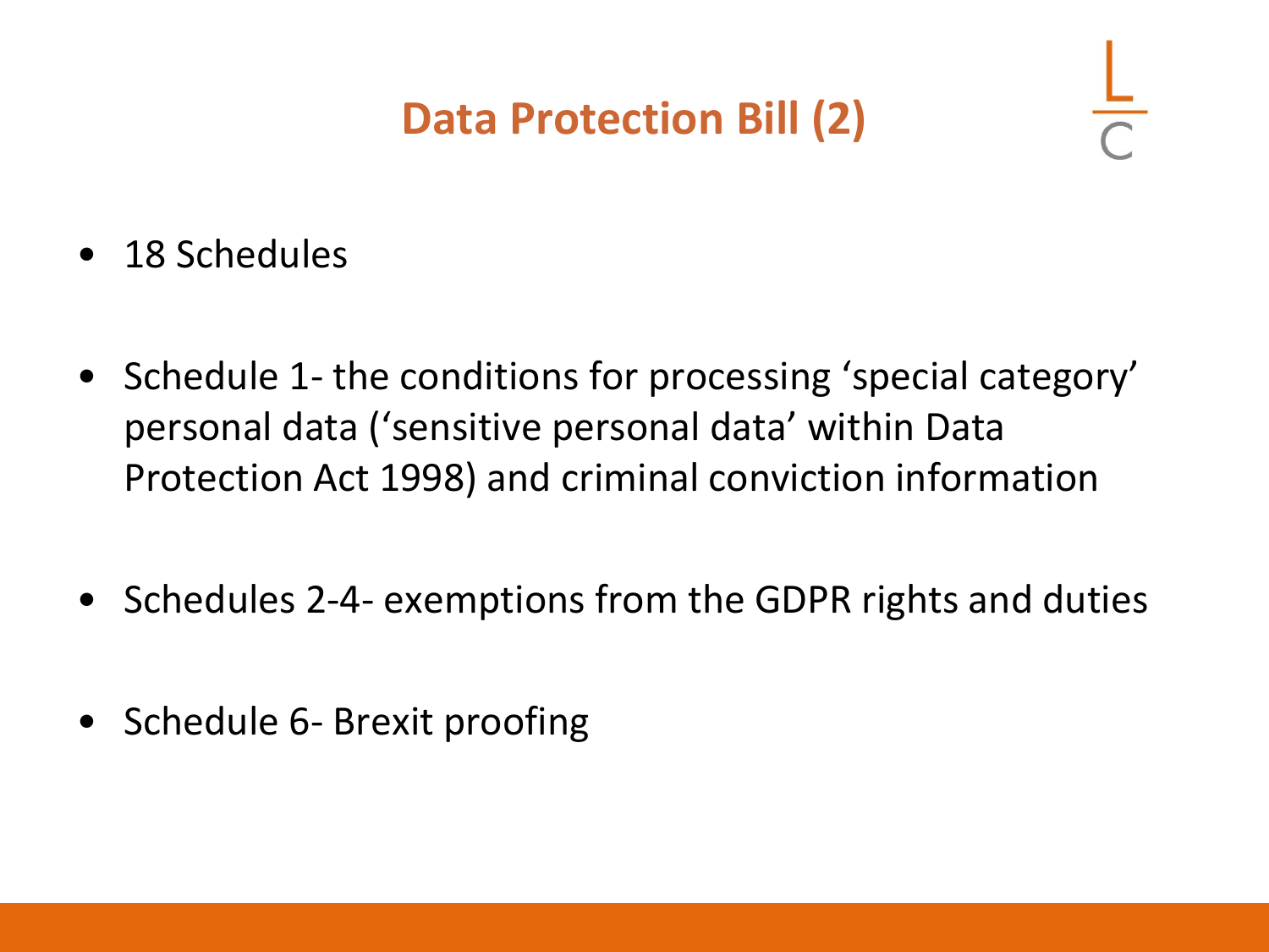# Data Protection Bill (2)

- 18 Schedules

- Schedule 1- the conditions for processing 'special category' personal data ('sensitive personal data' within Data Protection Act 1998) and criminal conviction information

- Schedules 2-4- exemptions from the GDPR rights and duties

- Schedule 6- Brexit proofing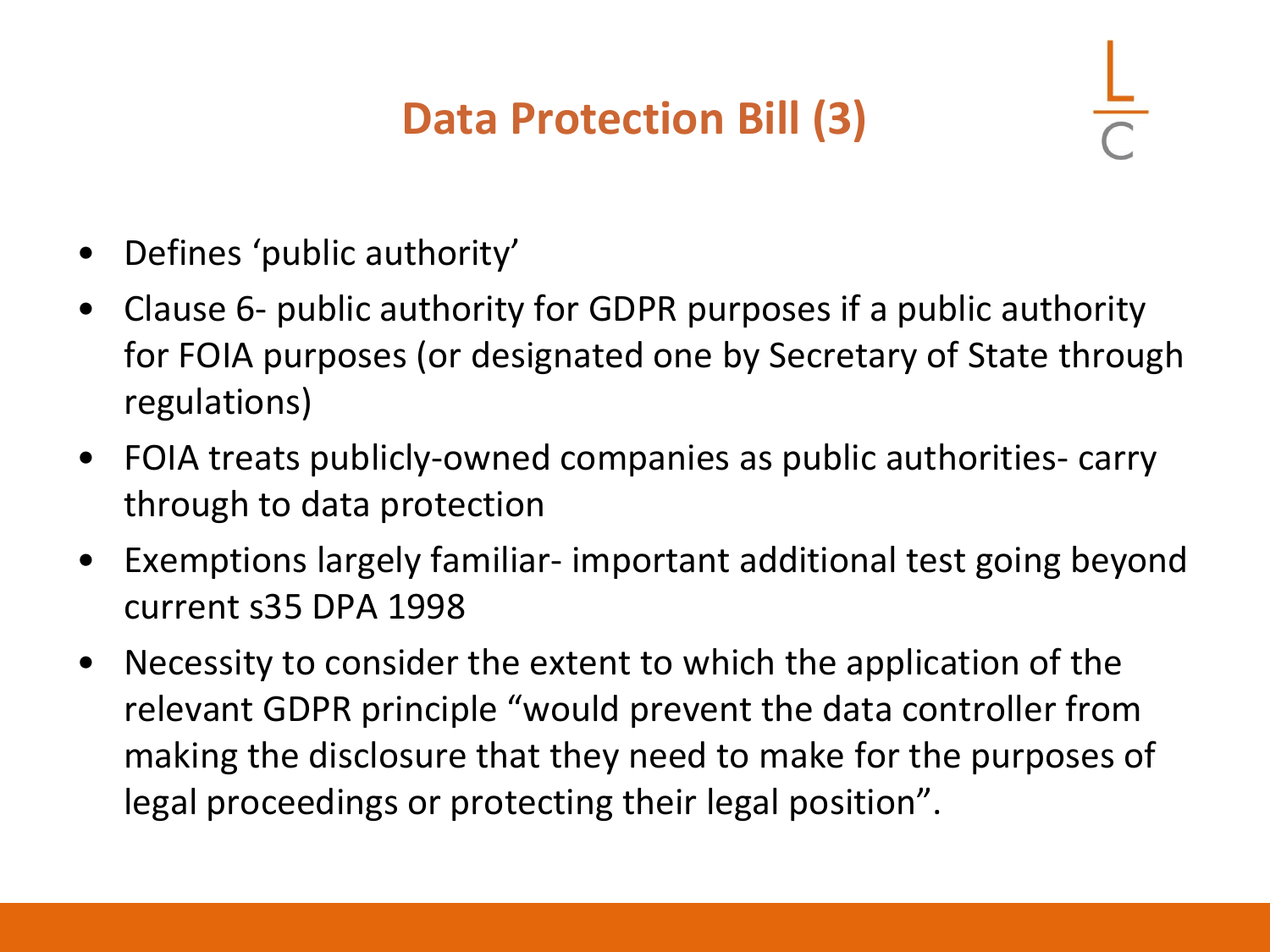# Data Protection Bill (3)

- Defines ‘public authority’
- Clause 6- public authority for GDPR purposes if a public authority for FOIA purposes (or designated one by Secretary of State through regulations)
- FOIA treats publicly-owned companies as public authorities- carry through to data protection
- Exemptions largely familiar- important additional test going beyond current s35 DPA 1998
- Necessity to consider the extent to which the application of the relevant GDPR principle “would prevent the data controller from making the disclosure that they need to make for the purposes of legal proceedings or protecting their legal position”.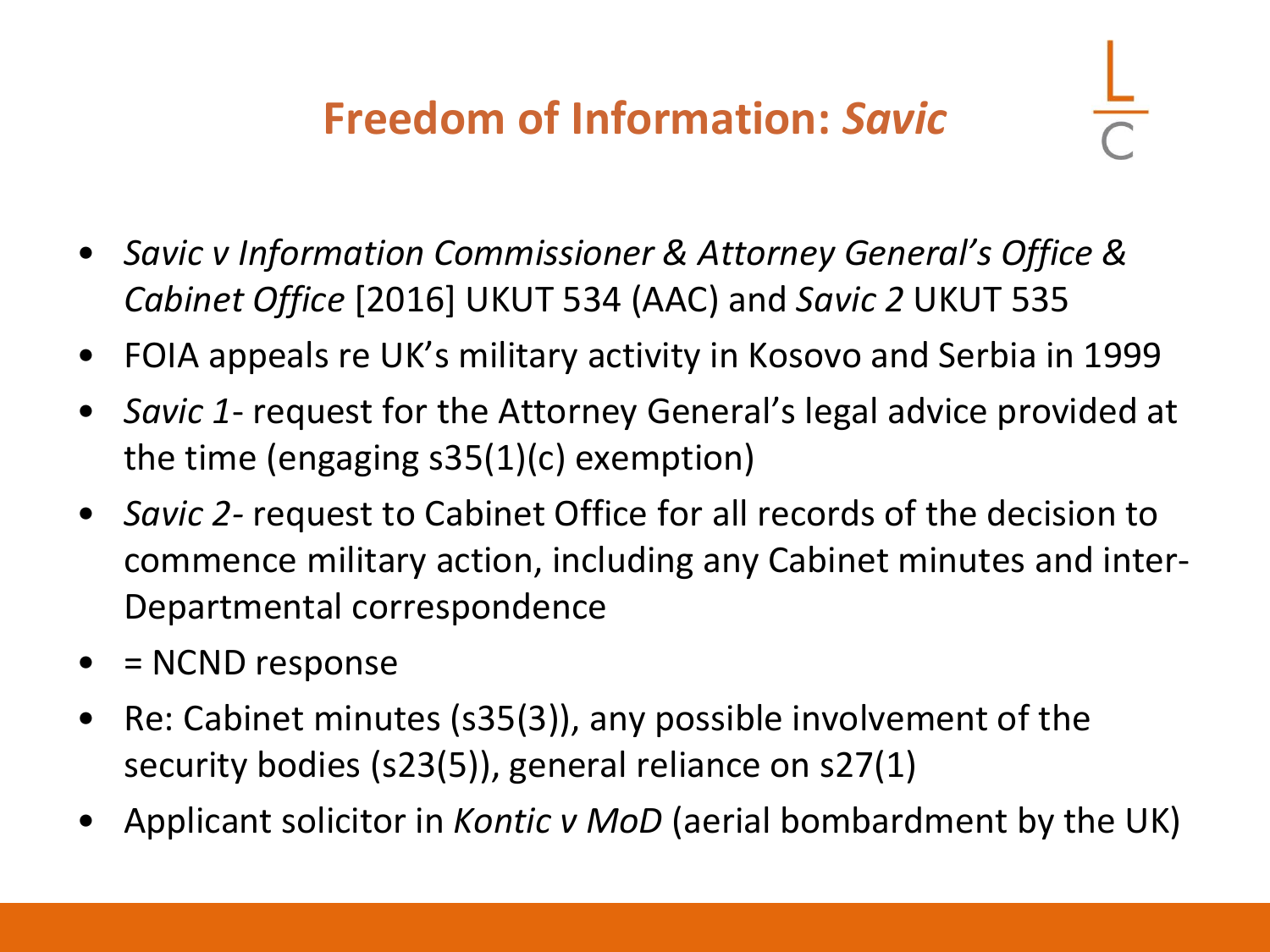# Freedom of Information: *Savic*

- *Savic v Information Commissioner & Attorney General's Office & Cabinet Office* [2016] UKUT 534 (AAC) and *Savic 2* UKUT 535
- FOIA appeals re UK's military activity in Kosovo and Serbia in 1999
- *Savic 1*- request for the Attorney General's legal advice provided at the time (engaging s35(1)(c) exemption)
- *Savic 2*- request to Cabinet Office for all records of the decision to commence military action, including any Cabinet minutes and inter-Departmental correspondence
- = NCND response
- Re: Cabinet minutes (s35(3)), any possible involvement of the security bodies (s23(5)), general reliance on s27(1)
- Applicant solicitor in *Kontic v MoD* (aerial bombardment by the UK)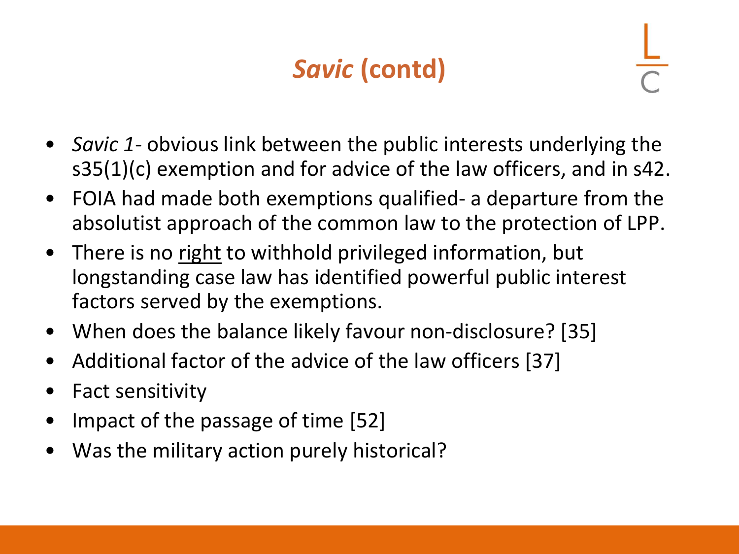# *Savic* (contd)

- *Savic 1*- obvious link between the public interests underlying the s35(1)(c) exemption and for advice of the law officers, and in s42.
- FOIA had made both exemptions qualified- a departure from the absolutist approach of the common law to the protection of LPP.
- There is no <u>right</u> to withhold privileged information, but longstanding case law has identified powerful public interest factors served by the exemptions.
- When does the balance likely favour non-disclosure? [35]
- Additional factor of the advice of the law officers [37]
- Fact sensitivity
- Impact of the passage of time [52]
- Was the military action purely historical?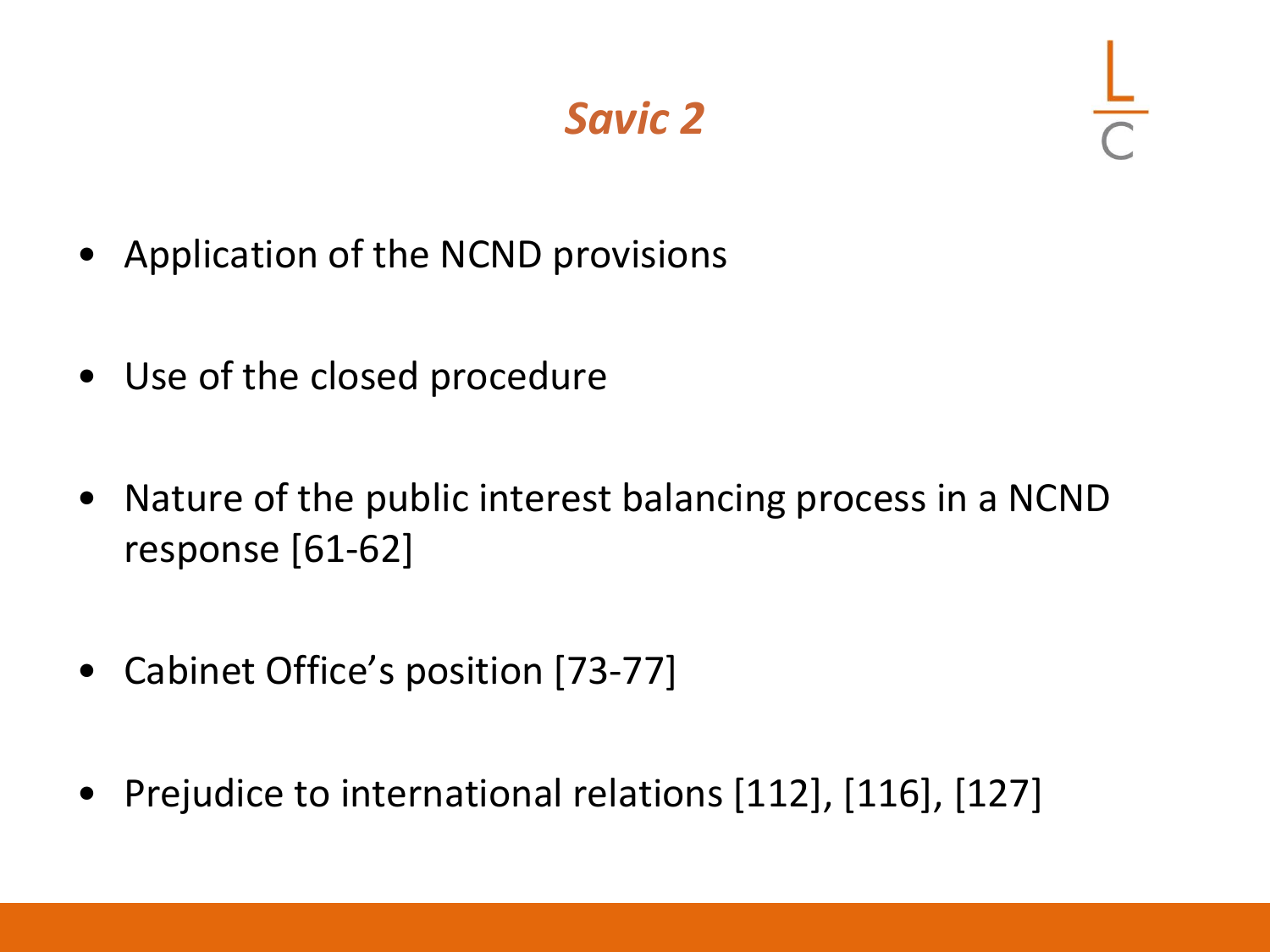# *Savic 2*

- Application of the NCND provisions
- Use of the closed procedure
- Nature of the public interest balancing process in a NCND response [61-62]
- Cabinet Office's position [73-77]
- Prejudice to international relations [112], [116], [127]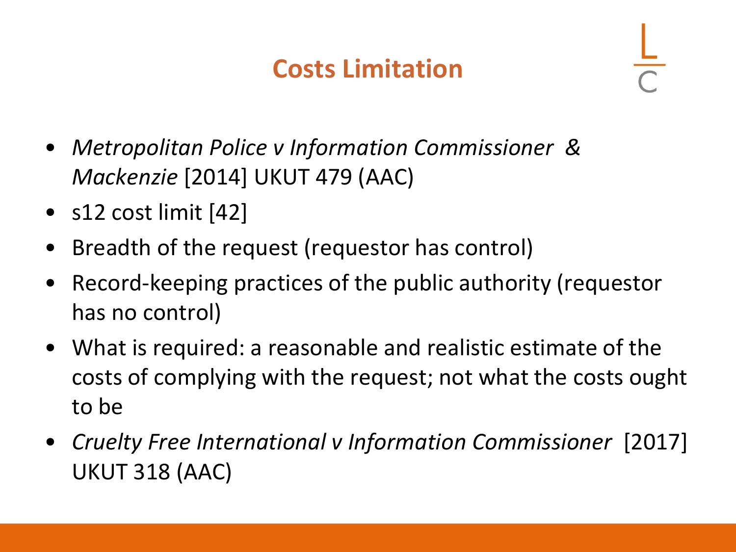# Costs Limitation

- *Metropolitan Police v Information Commissioner & Mackenzie* [2014] UKUT 479 (AAC)
- s12 cost limit [42]
- Breadth of the request (requestor has control)
- Record-keeping practices of the public authority (requestor has no control)
- What is required: a reasonable and realistic estimate of the costs of complying with the request; not what the costs ought to be
- *Cruelty Free International v Information Commissioner* [2017] UKUT 318 (AAC)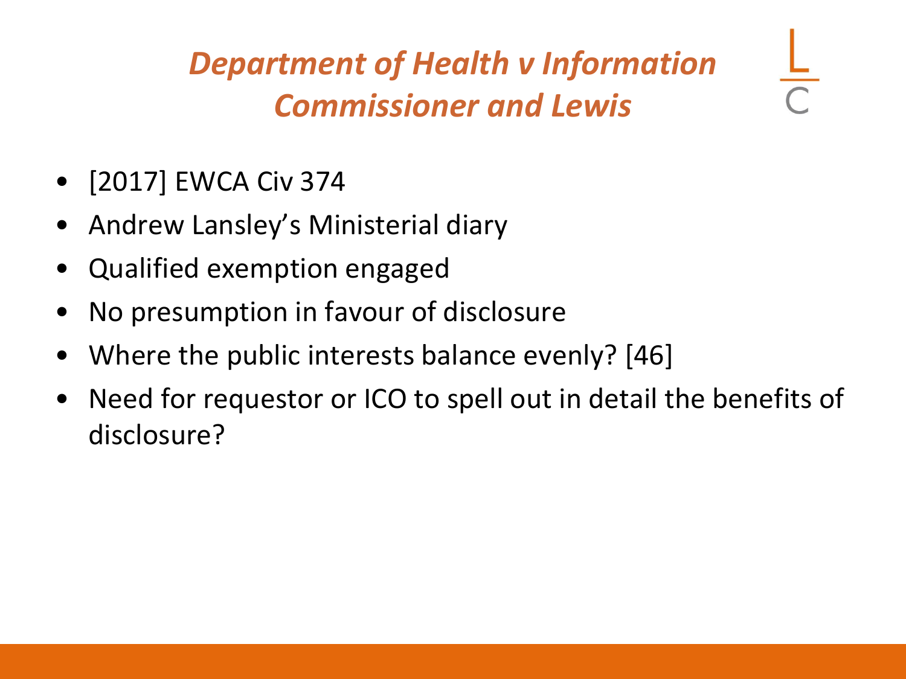# *Department of Health v Information Commissioner and Lewis*

- [2017] EWCA Civ 374
- Andrew Lansley's Ministerial diary
- Qualified exemption engaged
- No presumption in favour of disclosure
- Where the public interests balance evenly? [46]
- Need for requestor or ICO to spell out in detail the benefits of disclosure?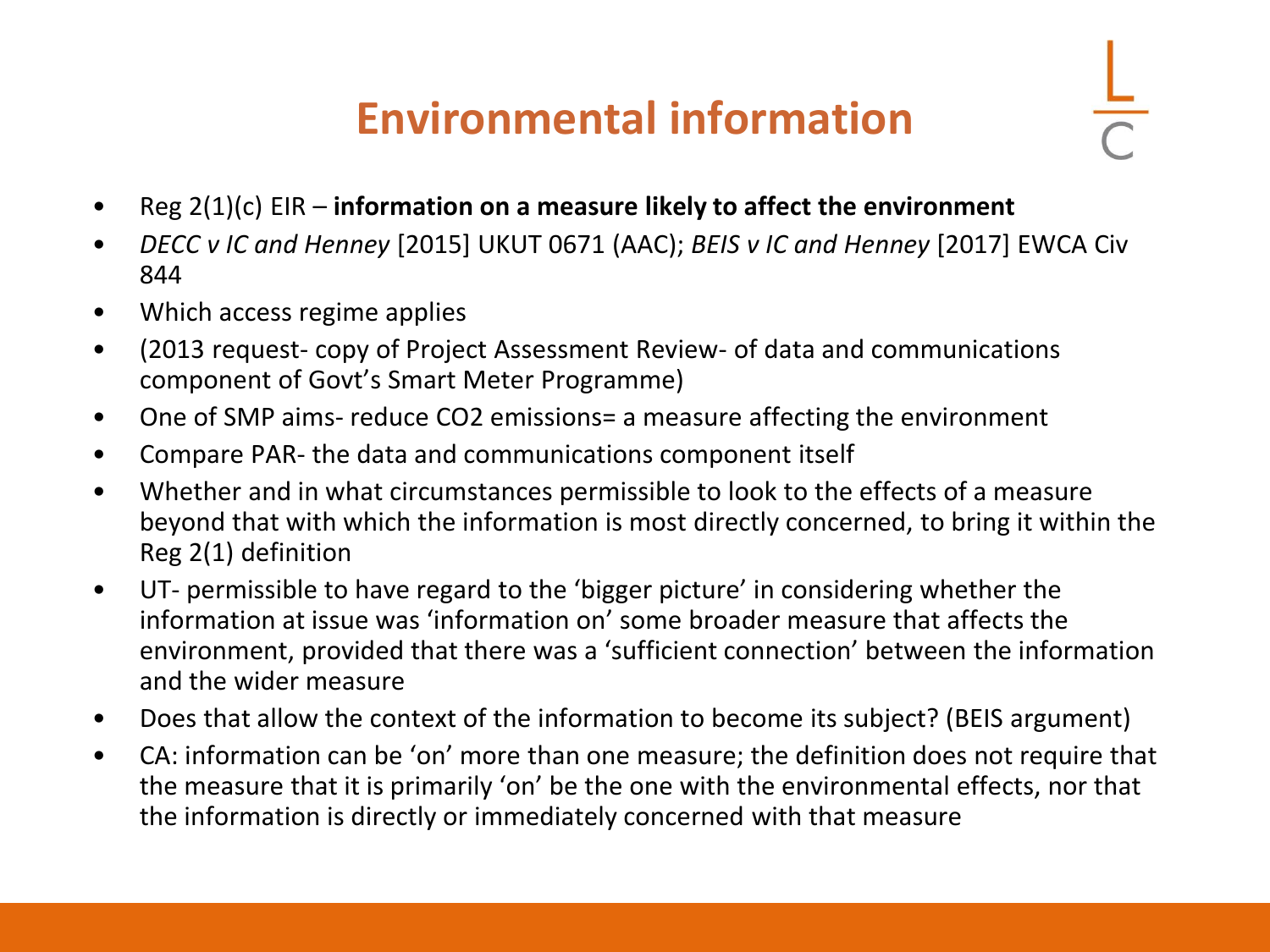# Environmental information

- Reg 2(1)(c) EIR – **information on a measure likely to affect the environment**
- *DECC v IC and Henney* [2015] UKUT 0671 (AAC); *BEIS v IC and Henney* [2017] EWCA Civ 844
- Which access regime applies
- (2013 request- copy of Project Assessment Review- of data and communications component of Govt's Smart Meter Programme)
- One of SMP aims- reduce $CO_2$ emissions= a measure affecting the environment
- Compare PAR- the data and communications component itself
- Whether and in what circumstances permissible to look to the effects of a measure beyond that with which the information is most directly concerned, to bring it within the Reg 2(1) definition
- UT- permissible to have regard to the 'bigger picture' in considering whether the information at issue was 'information on' some broader measure that affects the environment, provided that there was a 'sufficient connection' between the information and the wider measure
- Does that allow the context of the information to become its subject? (BEIS argument)
- CA: information can be 'on' more than one measure; the definition does not require that the measure that it is primarily 'on' be the one with the environmental effects, nor that the information is directly or immediately concerned with that measure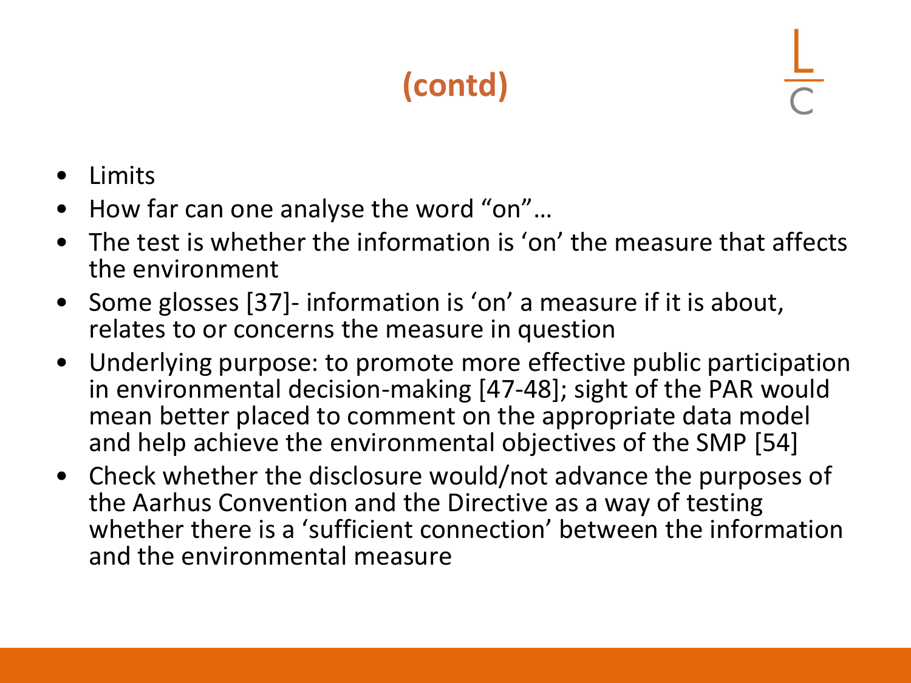# (contd)

- Limits
- How far can one analyse the word "on"…
- The test is whether the information is 'on' the measure that affects the environment
- Some glosses [37]- information is 'on' a measure if it is about, relates to or concerns the measure in question
- Underlying purpose: to promote more effective public participation in environmental decision-making [47-48]; sight of the PAR would mean better placed to comment on the appropriate data model and help achieve the environmental objectives of the SMP [54]
- Check whether the disclosure would/not advance the purposes of the Aarhus Convention and the Directive as a way of testing whether there is a 'sufficient connection' between the information and the environmental measure